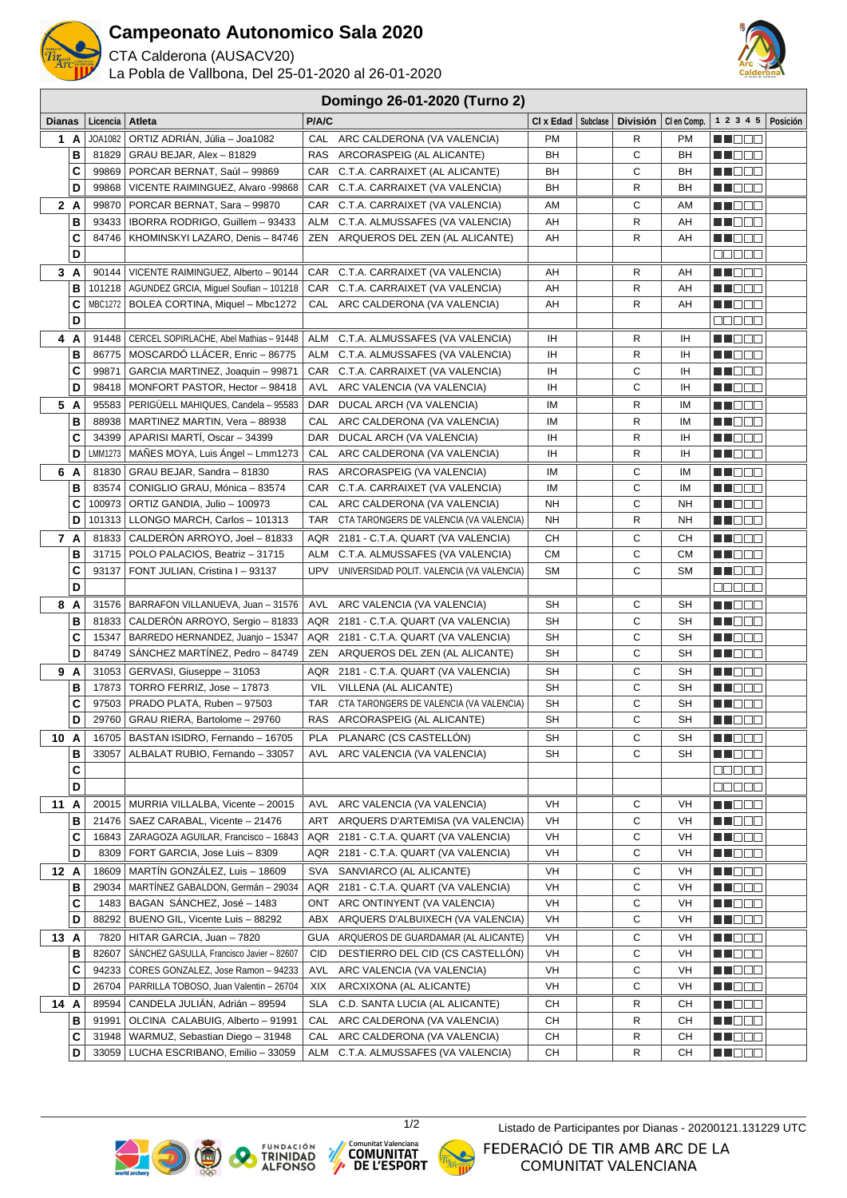# Campeonato Autonomico Sala 2020

CTA Calderona (AUSACV20)

La Pobla de Vallbona, Del 25-01-2020 al 26-01-2020

## Domingo 26-01-2020 (Turno 2)

| Dianas | | Licencia | Atleta | P/A/C | | Cl x Edad | Subclase | División | Cl en Comp. | 1 2 3 4 5 | Posición |
|---|---|---|---|---|---|---|---|---|---|---|---|
| 1 | A | JOA1082 | ORTIZ ADRIÁN, Júlia – Joa1082 | CAL | ARC CALDERONA (VA VALENCIA) | PM | | R | PM | | |
| | B | 81829 | GRAU BEJAR, Alex – 81829 | RAS | ARCORASPEIG (AL ALICANTE) | BH | | C | BH | | |
| | C | 99869 | PORCAR BERNAT, Saúl – 99869 | CAR | C.T.A. CARRAIXET (AL ALICANTE) | BH | | C | BH | | |
| | D | 99868 | VICENTE RAIMINGUEZ, Alvaro -99868 | CAR | C.T.A. CARRAIXET (VA VALENCIA) | BH | | R | BH | | |
| 2 | A | 99870 | PORCAR BERNAT, Sara – 99870 | CAR | C.T.A. CARRAIXET (VA VALENCIA) | AM | | C | AM | | |
| | B | 93433 | IBORRA RODRIGO, Guillem – 93433 | ALM | C.T.A. ALMUSSAFES (VA VALENCIA) | AH | | R | AH | | |
| | C | 84746 | KHOMINSKYI LAZARO, Denis – 84746 | ZEN | ARQUEROS DEL ZEN (AL ALICANTE) | AH | | R | AH | | |
| | D | | | | | | | | | | |
| 3 | A | 90144 | VICENTE RAIMINGUEZ, Alberto – 90144 | CAR | C.T.A. CARRAIXET (VA VALENCIA) | AH | | R | AH | | |
| | B | 101218 | AGUNDEZ GRCIA, Miguel Soufian – 101218 | CAR | C.T.A. CARRAIXET (VA VALENCIA) | AH | | R | AH | | |
| | C | MBC1272 | BOLEA CORTINA, Miquel – Mbc1272 | CAL | ARC CALDERONA (VA VALENCIA) | AH | | R | AH | | |
| | D | | | | | | | | | | |
| 4 | A | 91448 | CERCEL SOPIRLACHE, Abel Mathias – 91448 | ALM | C.T.A. ALMUSSAFES (VA VALENCIA) | IH | | R | IH | | |
| | B | 86775 | MOSCARDÓ LLÁCER, Enric – 86775 | ALM | C.T.A. ALMUSSAFES (VA VALENCIA) | IH | | R | IH | | |
| | C | 99871 | GARCIA MARTINEZ, Joaquin – 99871 | CAR | C.T.A. CARRAIXET (VA VALENCIA) | IH | | C | IH | | |
| | D | 98418 | MONFORT PASTOR, Hector – 98418 | AVL | ARC VALENCIA (VA VALENCIA) | IH | | C | IH | | |
| 5 | A | 95583 | PERIGÜELL MAHIQUES, Candela – 95583 | DAR | DUCAL ARCH (VA VALENCIA) | IM | | R | IM | | |
| | B | 88938 | MARTINEZ MARTIN, Vera – 88938 | CAL | ARC CALDERONA (VA VALENCIA) | IM | | R | IM | | |
| | C | 34399 | APARISI MARTÍ, Oscar – 34399 | DAR | DUCAL ARCH (VA VALENCIA) | IH | | R | IH | | |
| | D | LMM1273 | MAÑES MOYA, Luis Ángel – Lmm1273 | CAL | ARC CALDERONA (VA VALENCIA) | IH | | R | IH | | |
| 6 | A | 81830 | GRAU BEJAR, Sandra – 81830 | RAS | ARCORASPEIG (AL ALICANTE) | IM | | C | IM | | |
| | B | 83574 | CONIGLIO GRAU, Mónica – 83574 | CAR | C.T.A. CARRAIXET (VA VALENCIA) | IM | | C | IM | | |
| | C | 100973 | ORTIZ GANDIA, Julio – 100973 | CAL | ARC CALDERONA (VA VALENCIA) | NH | | C | NH | | |
| | D | 101313 | LLONGO MARCH, Carlos – 101313 | TAR | CTA TARONGERS DE VALENCIA (VA VALENCIA) | NH | | R | NH | | |
| 7 | A | 81833 | CALDERÓN ARROYO, Joel – 81833 | AQR | 2181 - C.T.A. QUART (VA VALENCIA) | CH | | C | CH | | |
| | B | 31715 | POLO PALACIOS, Beatriz – 31715 | ALM | C.T.A. ALMUSSAFES (VA VALENCIA) | CM | | C | CM | | |
| | C | 93137 | FONT JULIAN, Cristina I – 93137 | UPV | UNIVERSIDAD POLIT. VALENCIA (VA VALENCIA) | SM | | C | SM | | |
| | D | | | | | | | | | | |
| 8 | A | 31576 | BARRAFON VILLANUEVA, Juan – 31576 | AVL | ARC VALENCIA (VA VALENCIA) | SH | | C | SH | | |
| | B | 81833 | CALDERÓN ARROYO, Sergio – 81833 | AQR | 2181 - C.T.A. QUART (VA VALENCIA) | SH | | C | SH | | |
| | C | 15347 | BARREDO HERNANDEZ, Juanjo – 15347 | AQR | 2181 - C.T.A. QUART (VA VALENCIA) | SH | | C | SH | | |
| | D | 84749 | SÁNCHEZ MARTÍNEZ, Pedro – 84749 | ZEN | ARQUEROS DEL ZEN (AL ALICANTE) | SH | | C | SH | | |
| 9 | A | 31053 | GERVASI, Giuseppe – 31053 | AQR | 2181 - C.T.A. QUART (VA VALENCIA) | SH | | C | SH | | |
| | B | 17873 | TORRO FERRIZ, Jose – 17873 | VIL | VILLENA (AL ALICANTE) | SH | | C | SH | | |
| | C | 97503 | PRADO PLATA, Ruben – 97503 | TAR | CTA TARONGERS DE VALENCIA (VA VALENCIA) | SH | | C | SH | | |
| | D | 29760 | GRAU RIERA, Bartolome – 29760 | RAS | ARCORASPEIG (AL ALICANTE) | SH | | C | SH | | |
| 10 | A | 16705 | BASTAN ISIDRO, Fernando – 16705 | PLA | PLANARC (CS CASTELLÓN) | SH | | C | SH | | |
| | B | 33057 | ALBALAT RUBIO, Fernando – 33057 | AVL | ARC VALENCIA (VA VALENCIA) | SH | | C | SH | | |
| | C | | | | | | | | | | |
| | D | | | | | | | | | | |
| 11 | A | 20015 | MURRIA VILLALBA, Vicente – 20015 | AVL | ARC VALENCIA (VA VALENCIA) | VH | | C | VH | | |
| | B | 21476 | SAEZ CARABAL, Vicente – 21476 | ART | ARQUERS D'ARTEMISA (VA VALENCIA) | VH | | C | VH | | |
| | C | 16843 | ZARAGOZA AGUILAR, Francisco – 16843 | AQR | 2181 - C.T.A. QUART (VA VALENCIA) | VH | | C | VH | | |
| | D | 8309 | FORT GARCIA, Jose Luis – 8309 | AQR | 2181 - C.T.A. QUART (VA VALENCIA) | VH | | C | VH | | |
| 12 | A | 18609 | MARTÍN GONZÁLEZ, Luis – 18609 | SVA | SANVIARCO (AL ALICANTE) | VH | | C | VH | | |
| | B | 29034 | MARTÍNEZ GABALDON, Germán – 29034 | AQR | 2181 - C.T.A. QUART (VA VALENCIA) | VH | | C | VH | | |
| | C | 1483 | BAGAN SÁNCHEZ, José – 1483 | ONT | ARC ONTINYENT (VA VALENCIA) | VH | | C | VH | | |
| | D | 88292 | BUENO GIL, Vicente Luis – 88292 | ABX | ARQUERS D'ALBUIXECH (VA VALENCIA) | VH | | C | VH | | |
| 13 | A | 7820 | HITAR GARCIA, Juan – 7820 | GUA | ARQUEROS DE GUARDAMAR (AL ALICANTE) | VH | | C | VH | | |
| | B | 82607 | SÁNCHEZ GASULLA, Francisco Javier – 82607 | CID | DESTIERRO DEL CID (CS CASTELLÓN) | VH | | C | VH | | |
| | C | 94233 | CORES GONZALEZ, Jose Ramon – 94233 | AVL | ARC VALENCIA (VA VALENCIA) | VH | | C | VH | | |
| | D | 26704 | PARRILLA TOBOSO, Juan Valentin – 26704 | XIX | ARCXIXONA (AL ALICANTE) | VH | | C | VH | | |
| 14 | A | 89594 | CANDELA JULIÁN, Adrián – 89594 | SLA | C.D. SANTA LUCIA (AL ALICANTE) | CH | | R | CH | | |
| | B | 91991 | OLCINA CALABUIG, Alberto – 91991 | CAL | ARC CALDERONA (VA VALENCIA) | CH | | R | CH | | |
| | C | 31948 | WARMUZ, Sebastian Diego – 31948 | CAL | ARC CALDERONA (VA VALENCIA) | CH | | R | CH | | |
| | D | 33059 | LUCHA ESCRIBANO, Emilio – 33059 | ALM | C.T.A. ALMUSSAFES (VA VALENCIA) | CH | | R | CH | | |

Listado de Participantes por Dianas - 20200121.131229 UTC

FEDERACIÓ DE TIR AMB ARC DE LA COMUNITAT VALENCIANA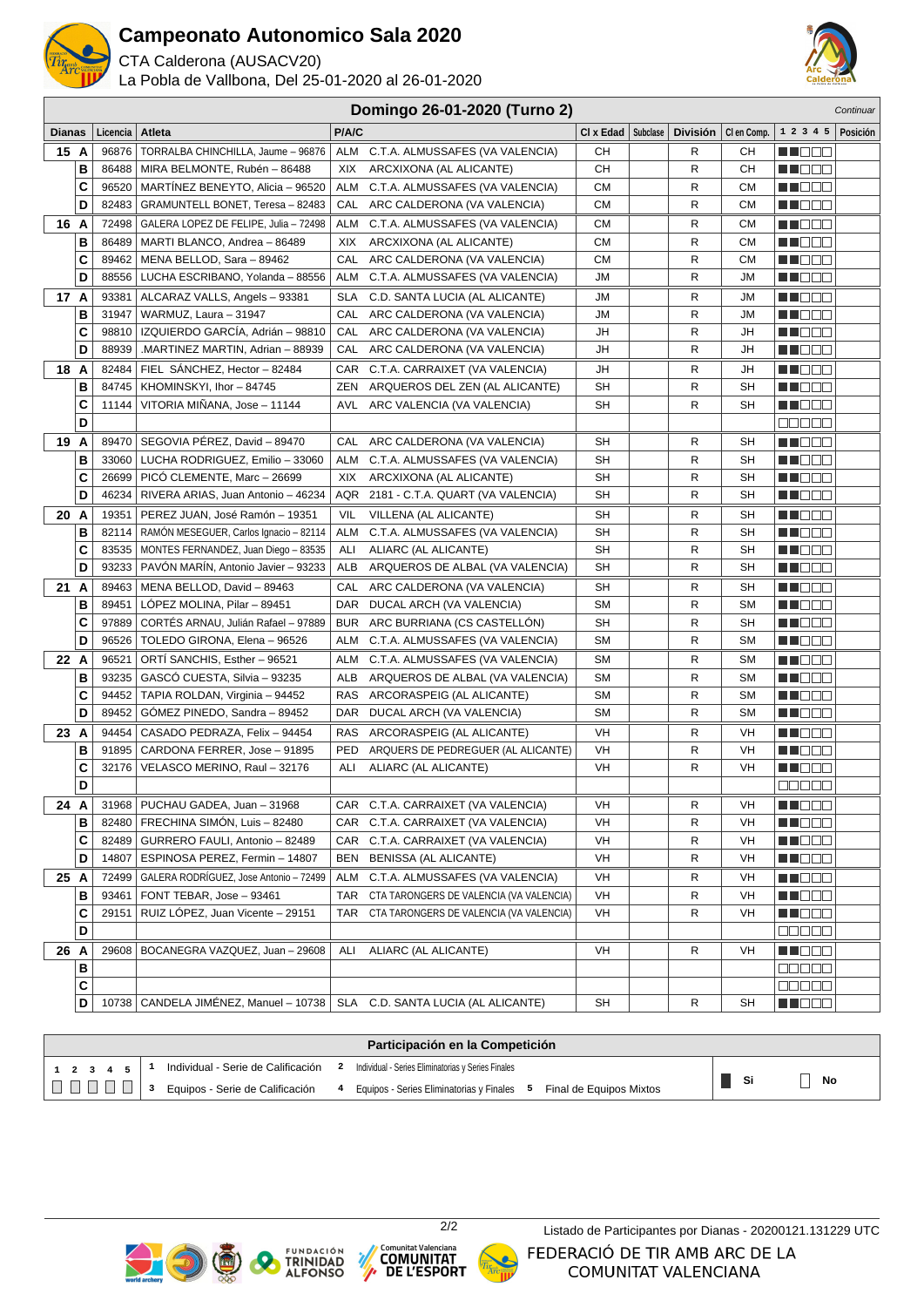# Campeonato Autonomico Sala 2020

CTA Calderona (AUSACV20)

La Pobla de Vallbona, Del 25-01-2020 al 26-01-2020

## Domingo 26-01-2020 (Turno 2)

*Continuar*

| Dianas | | Licencia | Atleta | P/A/C | | Cl x Edad | Subclase | División | Cl en Comp. | 1 2 3 4 5 | Posición |
|---|---|---|---|---|---|---|---|---|---|---|---|
| 15 | A | 96876 | TORRALBA CHINCHILLA, Jaume – 96876 | ALM | C.T.A. ALMUSSAFES (VA VALENCIA) | CH | | R | CH | ■■□□□ | |
| | B | 86488 | MIRA BELMONTE, Rubén – 86488 | XIX | ARCXIXONA (AL ALICANTE) | CH | | R | CH | ■■□□□ | |
| | C | 96520 | MARTÍNEZ BENEYTO, Alicia – 96520 | ALM | C.T.A. ALMUSSAFES (VA VALENCIA) | CM | | R | CM | ■■□□□ | |
| | D | 82483 | GRAMUNTELL BONET, Teresa – 82483 | CAL | ARC CALDERONA (VA VALENCIA) | CM | | R | CM | ■■□□□ | |
| 16 | A | 72498 | GALERA LOPEZ DE FELIPE, Julia – 72498 | ALM | C.T.A. ALMUSSAFES (VA VALENCIA) | CM | | R | CM | ■■□□□ | |
| | B | 86489 | MARTI BLANCO, Andrea – 86489 | XIX | ARCXIXONA (AL ALICANTE) | CM | | R | CM | ■■□□□ | |
| | C | 89462 | MENA BELLOD, Sara – 89462 | CAL | ARC CALDERONA (VA VALENCIA) | CM | | R | CM | ■■□□□ | |
| | D | 88556 | LUCHA ESCRIBANO, Yolanda – 88556 | ALM | C.T.A. ALMUSSAFES (VA VALENCIA) | JM | | R | JM | ■■□□□ | |
| 17 | A | 93381 | ALCARAZ VALLS, Angels – 93381 | SLA | C.D. SANTA LUCIA (AL ALICANTE) | JM | | R | JM | ■■□□□ | |
| | B | 31947 | WARMUZ, Laura – 31947 | CAL | ARC CALDERONA (VA VALENCIA) | JM | | R | JM | ■■□□□ | |
| | C | 98810 | IZQUIERDO GARCÍA, Adrián – 98810 | CAL | ARC CALDERONA (VA VALENCIA) | JH | | R | JH | ■■□□□ | |
| | D | 88939 | .MARTINEZ MARTIN, Adrian – 88939 | CAL | ARC CALDERONA (VA VALENCIA) | JH | | R | JH | ■■□□□ | |
| 18 | A | 82484 | FIEL SÁNCHEZ, Hector – 82484 | CAR | C.T.A. CARRAIXET (VA VALENCIA) | JH | | R | JH | ■■□□□ | |
| | B | 84745 | KHOMINSKYI, Ihor – 84745 | ZEN | ARQUEROS DEL ZEN (AL ALICANTE) | SH | | R | SH | ■■□□□ | |
| | C | 11144 | VITORIA MIÑANA, Jose – 11144 | AVL | ARC VALENCIA (VA VALENCIA) | SH | | R | SH | ■■□□□ | |
| | D | | | | | | | | | □□□□□ | |
| 19 | A | 89470 | SEGOVIA PÉREZ, David – 89470 | CAL | ARC CALDERONA (VA VALENCIA) | SH | | R | SH | ■■□□□ | |
| | B | 33060 | LUCHA RODRIGUEZ, Emilio – 33060 | ALM | C.T.A. ALMUSSAFES (VA VALENCIA) | SH | | R | SH | ■■□□□ | |
| | C | 26699 | PICÓ CLEMENTE, Marc – 26699 | XIX | ARCXIXONA (AL ALICANTE) | SH | | R | SH | ■■□□□ | |
| | D | 46234 | RIVERA ARIAS, Juan Antonio – 46234 | AQR | 2181 - C.T.A. QUART (VA VALENCIA) | SH | | R | SH | ■■□□□ | |
| 20 | A | 19351 | PEREZ JUAN, José Ramón – 19351 | VIL | VILLENA (AL ALICANTE) | SH | | R | SH | ■■□□□ | |
| | B | 82114 | RAMÓN MESEGUER, Carlos Ignacio – 82114 | ALM | C.T.A. ALMUSSAFES (VA VALENCIA) | SH | | R | SH | ■■□□□ | |
| | C | 83535 | MONTES FERNANDEZ, Juan Diego – 83535 | ALI | ALIARC (AL ALICANTE) | SH | | R | SH | ■■□□□ | |
| | D | 93233 | PAVÓN MARÍN, Antonio Javier – 93233 | ALB | ARQUEROS DE ALBAL (VA VALENCIA) | SH | | R | SH | ■■□□□ | |
| 21 | A | 89463 | MENA BELLOD, David – 89463 | CAL | ARC CALDERONA (VA VALENCIA) | SH | | R | SH | ■■□□□ | |
| | B | 89451 | LÓPEZ MOLINA, Pilar – 89451 | DAR | DUCAL ARCH (VA VALENCIA) | SM | | R | SM | ■■□□□ | |
| | C | 97889 | CORTÉS ARNAU, Julián Rafael – 97889 | BUR | ARC BURRIANA (CS CASTELLÓN) | SH | | R | SH | ■■□□□ | |
| | D | 96526 | TOLEDO GIRONA, Elena – 96526 | ALM | C.T.A. ALMUSSAFES (VA VALENCIA) | SM | | R | SM | ■■□□□ | |
| 22 | A | 96521 | ORTÍ SANCHIS, Esther – 96521 | ALM | C.T.A. ALMUSSAFES (VA VALENCIA) | SM | | R | SM | ■■□□□ | |
| | B | 93235 | GASCÓ CUESTA, Silvia – 93235 | ALB | ARQUEROS DE ALBAL (VA VALENCIA) | SM | | R | SM | ■■□□□ | |
| | C | 94452 | TAPIA ROLDAN, Virginia – 94452 | RAS | ARCORASPEIG (AL ALICANTE) | SM | | R | SM | ■■□□□ | |
| | D | 89452 | GÓMEZ PINEDO, Sandra – 89452 | DAR | DUCAL ARCH (VA VALENCIA) | SM | | R | SM | ■■□□□ | |
| 23 | A | 94454 | CASADO PEDRAZA, Felix – 94454 | RAS | ARCORASPEIG (AL ALICANTE) | VH | | R | VH | ■■□□□ | |
| | B | 91895 | CARDONA FERRER, Jose – 91895 | PED | ARQUERS DE PEDREGUER (AL ALICANTE) | VH | | R | VH | ■■□□□ | |
| | C | 32176 | VELASCO MERINO, Raul – 32176 | ALI | ALIARC (AL ALICANTE) | VH | | R | VH | ■■□□□ | |
| | D | | | | | | | | | □□□□□ | |
| 24 | A | 31968 | PUCHAU GADEA, Juan – 31968 | CAR | C.T.A. CARRAIXET (VA VALENCIA) | VH | | R | VH | ■■□□□ | |
| | B | 82480 | FRECHINA SIMÓN, Luis – 82480 | CAR | C.T.A. CARRAIXET (VA VALENCIA) | VH | | R | VH | ■■□□□ | |
| | C | 82489 | GURRERO FAULI, Antonio – 82489 | CAR | C.T.A. CARRAIXET (VA VALENCIA) | VH | | R | VH | ■■□□□ | |
| | D | 14807 | ESPINOSA PEREZ, Fermin – 14807 | BEN | BENISSA (AL ALICANTE) | VH | | R | VH | ■■□□□ | |
| 25 | A | 72499 | GALERA RODRÍGUEZ, Jose Antonio – 72499 | ALM | C.T.A. ALMUSSAFES (VA VALENCIA) | VH | | R | VH | ■■□□□ | |
| | B | 93461 | FONT TEBAR, Jose – 93461 | TAR | CTA TARONGERS DE VALENCIA (VA VALENCIA) | VH | | R | VH | ■■□□□ | |
| | C | 29151 | RUIZ LÓPEZ, Juan Vicente – 29151 | TAR | CTA TARONGERS DE VALENCIA (VA VALENCIA) | VH | | R | VH | ■■□□□ | |
| | D | | | | | | | | | □□□□□ | |
| 26 | A | 29608 | BOCANEGRA VAZQUEZ, Juan – 29608 | ALI | ALIARC (AL ALICANTE) | VH | | R | VH | ■■□□□ | |
| | B | | | | | | | | | □□□□□ | |
| | C | | | | | | | | | □□□□□ | |
| | D | 10738 | CANDELA JIMÉNEZ, Manuel – 10738 | SLA | C.D. SANTA LUCIA (AL ALICANTE) | SH | | R | SH | ■■□□□ | |

### Participación en la Competición

| 1 2 3 4 5 | | |
|---|---|---|
| □□□□□ | 1 Individual - Serie de Calificación | 2 Individual - Series Eliminatorias y Series Finales |
| | 3 Equipos - Serie de Calificación | 4 Equipos - Series Eliminatorias y Finales 5 Final de Equipos Mixtos |

■ Si □ No

Listado de Participantes por Dianas - 20200121.131229 UTC

FEDERACIÓ DE TIR AMB ARC DE LA COMUNITAT VALENCIANA